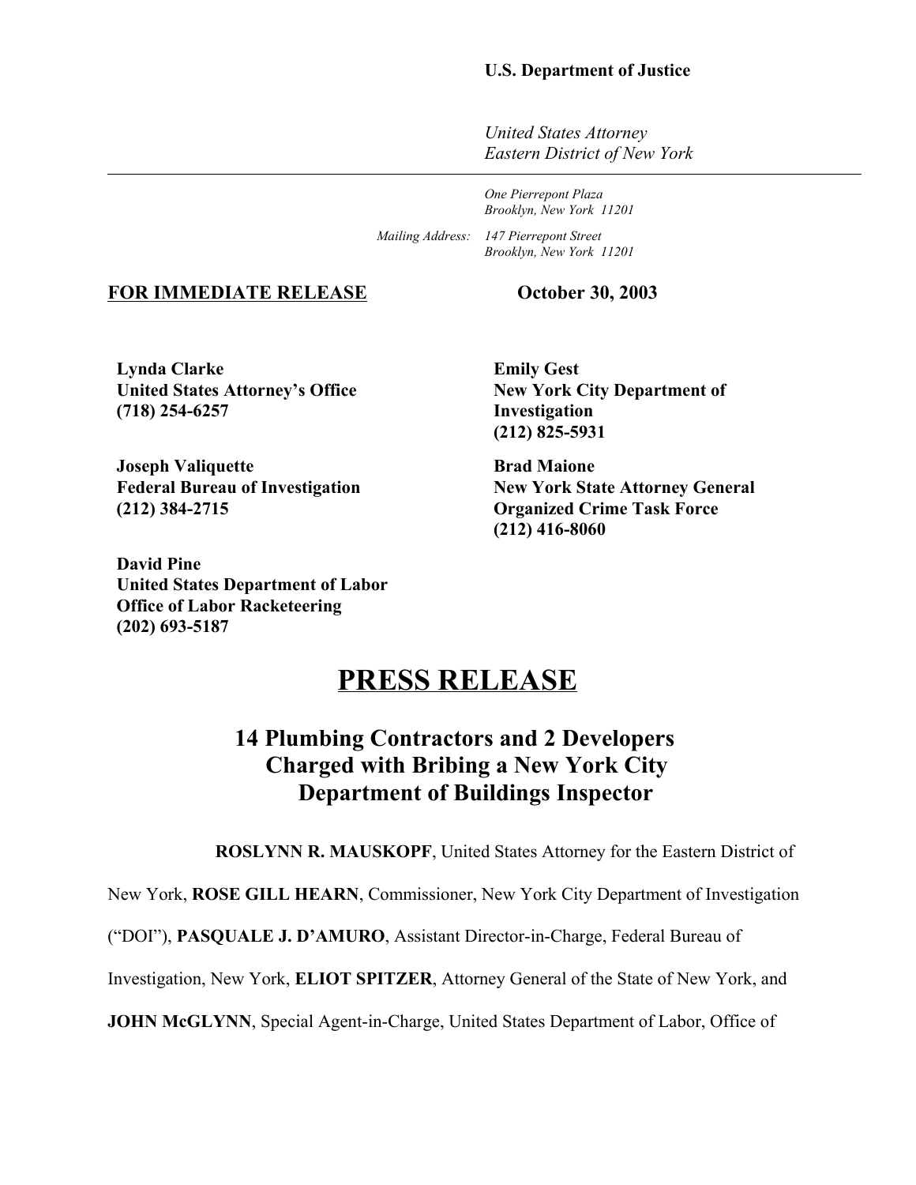**U.S. Department of Justice**

*United States Attorney*
*Eastern District of New York*

---

*One Pierrepont Plaza*
*Brooklyn, New York 11201*

*Mailing Address: 147 Pierrepont Street*
*Brooklyn, New York 11201*

**FOR IMMEDIATE RELEASE** **October 30, 2003**

**Lynda Clarke**
**United States Attorney's Office**
**(718) 254-6257**

**Emily Gest**
**New York City Department of Investigation**
**(212) 825-5931**

**Joseph Valiquette**
**Federal Bureau of Investigation**
**(212) 384-2715**

**Brad Maione**
**New York State Attorney General Organized Crime Task Force**
**(212) 416-8060**

**David Pine**
**United States Department of Labor**
**Office of Labor Racketeering**
**(202) 693-5187**

# PRESS RELEASE

## 14 Plumbing Contractors and 2 Developers Charged with Bribing a New York City Department of Buildings Inspector

**ROSLYNN R. MAUSKOPF**, United States Attorney for the Eastern District of New York, **ROSE GILL HEARN**, Commissioner, New York City Department of Investigation ("DOI"), **PASQUALE J. D'AMURO**, Assistant Director-in-Charge, Federal Bureau of Investigation, New York, **ELIOT SPITZER**, Attorney General of the State of New York, and **JOHN McGLYNN**, Special Agent-in-Charge, United States Department of Labor, Office of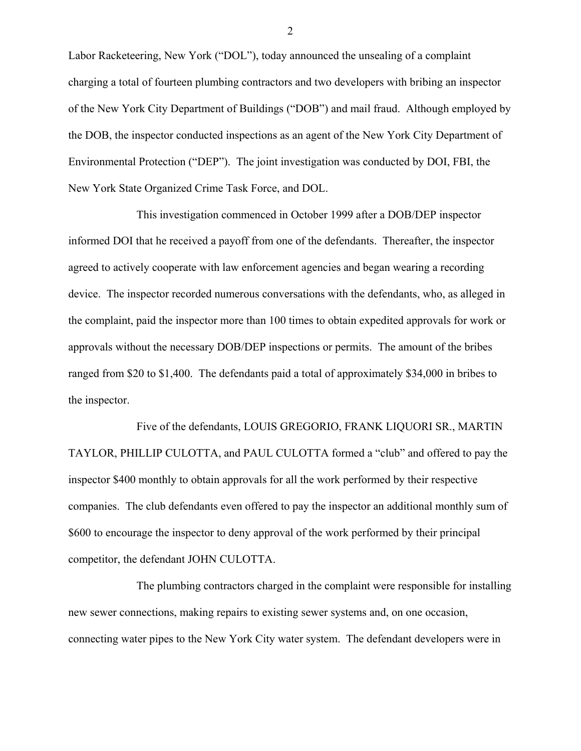Labor Racketeering, New York ("DOL"), today announced the unsealing of a complaint charging a total of fourteen plumbing contractors and two developers with bribing an inspector of the New York City Department of Buildings ("DOB") and mail fraud. Although employed by the DOB, the inspector conducted inspections as an agent of the New York City Department of Environmental Protection ("DEP"). The joint investigation was conducted by DOI, FBI, the New York State Organized Crime Task Force, and DOL.

This investigation commenced in October 1999 after a DOB/DEP inspector informed DOI that he received a payoff from one of the defendants. Thereafter, the inspector agreed to actively cooperate with law enforcement agencies and began wearing a recording device. The inspector recorded numerous conversations with the defendants, who, as alleged in the complaint, paid the inspector more than 100 times to obtain expedited approvals for work or approvals without the necessary DOB/DEP inspections or permits. The amount of the bribes ranged from $20 to $1,400. The defendants paid a total of approximately $34,000 in bribes to the inspector.

Five of the defendants, LOUIS GREGORIO, FRANK LIQUORI SR., MARTIN TAYLOR, PHILLIP CULOTTA, and PAUL CULOTTA formed a "club" and offered to pay the inspector $400 monthly to obtain approvals for all the work performed by their respective companies. The club defendants even offered to pay the inspector an additional monthly sum of $600 to encourage the inspector to deny approval of the work performed by their principal competitor, the defendant JOHN CULOTTA.

The plumbing contractors charged in the complaint were responsible for installing new sewer connections, making repairs to existing sewer systems and, on one occasion, connecting water pipes to the New York City water system. The defendant developers were in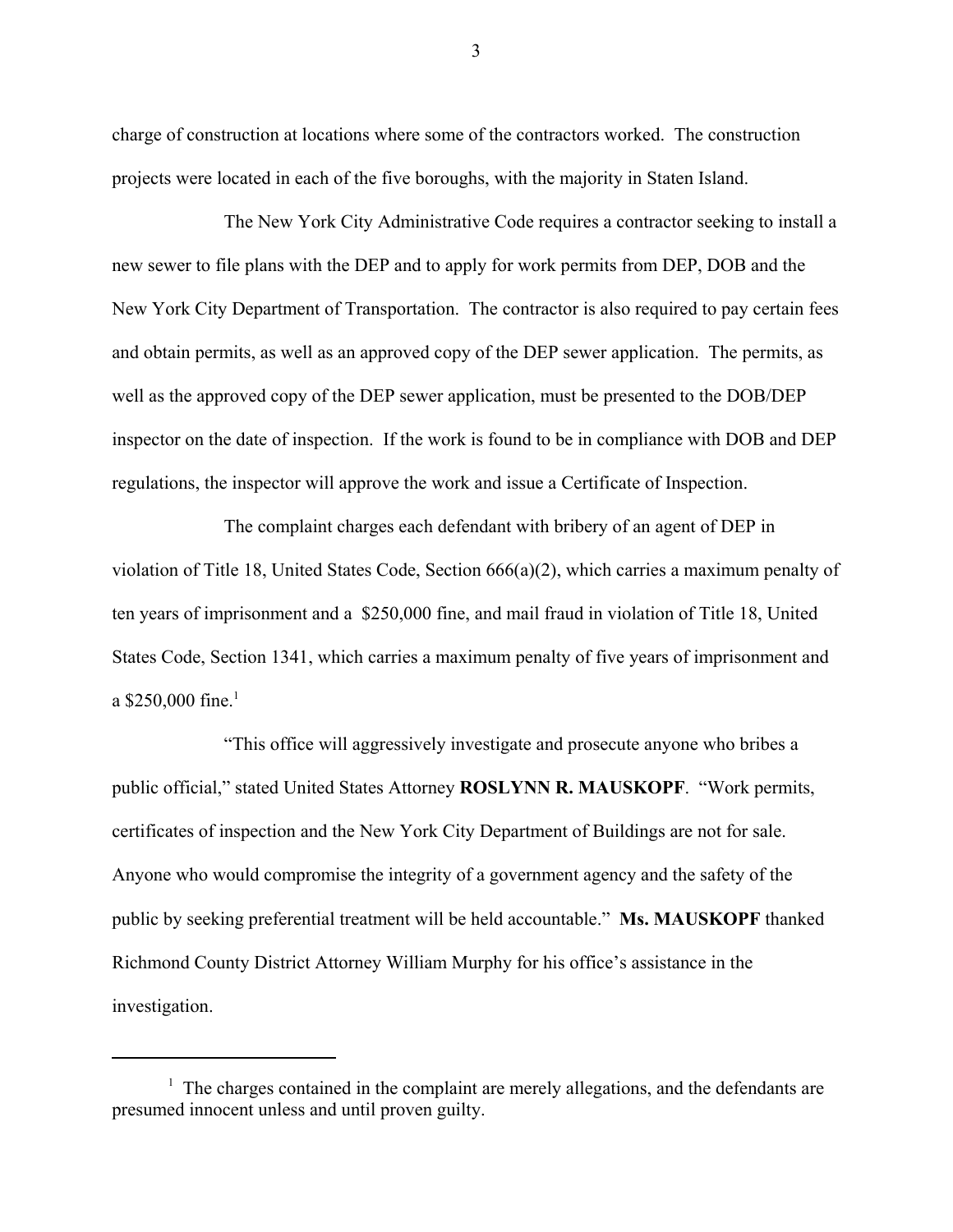charge of construction at locations where some of the contractors worked. The construction projects were located in each of the five boroughs, with the majority in Staten Island.

The New York City Administrative Code requires a contractor seeking to install a new sewer to file plans with the DEP and to apply for work permits from DEP, DOB and the New York City Department of Transportation. The contractor is also required to pay certain fees and obtain permits, as well as an approved copy of the DEP sewer application. The permits, as well as the approved copy of the DEP sewer application, must be presented to the DOB/DEP inspector on the date of inspection. If the work is found to be in compliance with DOB and DEP regulations, the inspector will approve the work and issue a Certificate of Inspection.

The complaint charges each defendant with bribery of an agent of DEP in violation of Title 18, United States Code, Section 666(a)(2), which carries a maximum penalty of ten years of imprisonment and a $250,000 fine, and mail fraud in violation of Title 18, United States Code, Section 1341, which carries a maximum penalty of five years of imprisonment and a $250,000 fine.[1]

"This office will aggressively investigate and prosecute anyone who bribes a public official," stated United States Attorney **ROSLYNN R. MAUSKOPF**. "Work permits, certificates of inspection and the New York City Department of Buildings are not for sale. Anyone who would compromise the integrity of a government agency and the safety of the public by seeking preferential treatment will be held accountable." **Ms. MAUSKOPF** thanked Richmond County District Attorney William Murphy for his office's assistance in the investigation.

---

[1] The charges contained in the complaint are merely allegations, and the defendants are presumed innocent unless and until proven guilty.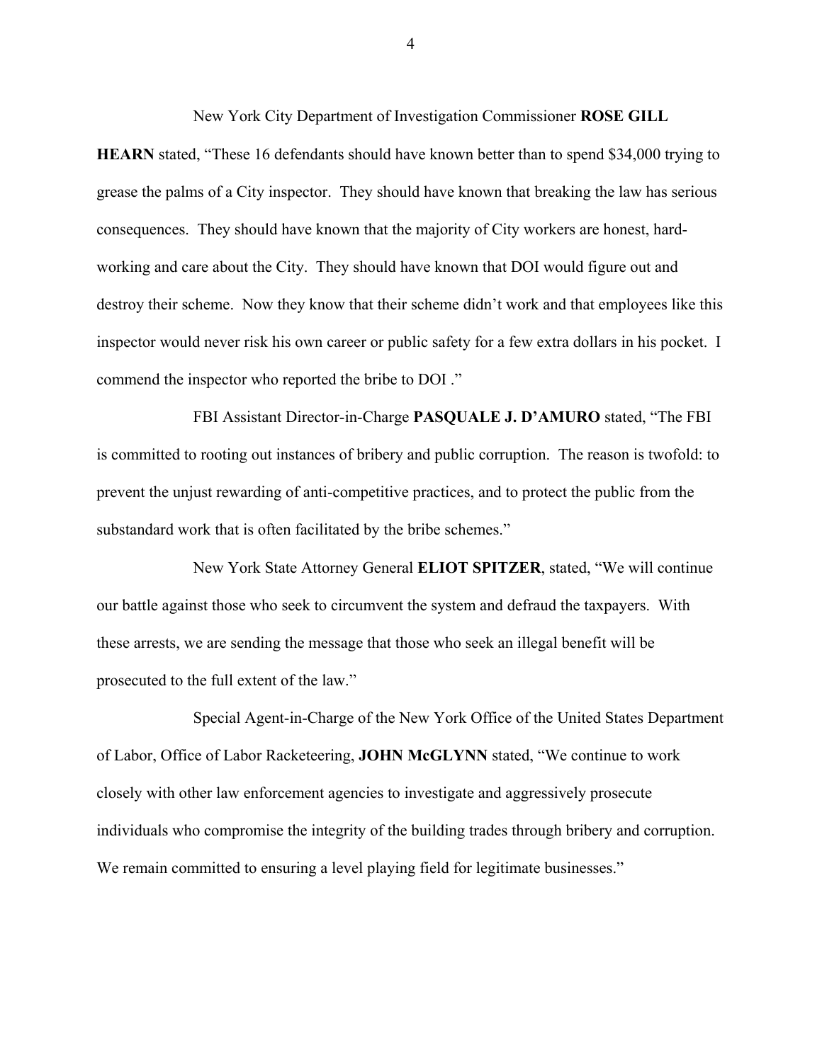New York City Department of Investigation Commissioner **ROSE GILL HEARN** stated, "These 16 defendants should have known better than to spend $34,000 trying to grease the palms of a City inspector. They should have known that breaking the law has serious consequences. They should have known that the majority of City workers are honest, hard-working and care about the City. They should have known that DOI would figure out and destroy their scheme. Now they know that their scheme didn't work and that employees like this inspector would never risk his own career or public safety for a few extra dollars in his pocket. I commend the inspector who reported the bribe to DOI ."

FBI Assistant Director-in-Charge **PASQUALE J. D'AMURO** stated, "The FBI is committed to rooting out instances of bribery and public corruption. The reason is twofold: to prevent the unjust rewarding of anti-competitive practices, and to protect the public from the substandard work that is often facilitated by the bribe schemes."

New York State Attorney General **ELIOT SPITZER**, stated, "We will continue our battle against those who seek to circumvent the system and defraud the taxpayers. With these arrests, we are sending the message that those who seek an illegal benefit will be prosecuted to the full extent of the law."

Special Agent-in-Charge of the New York Office of the United States Department of Labor, Office of Labor Racketeering, **JOHN McGLYNN** stated, "We continue to work closely with other law enforcement agencies to investigate and aggressively prosecute individuals who compromise the integrity of the building trades through bribery and corruption. We remain committed to ensuring a level playing field for legitimate businesses."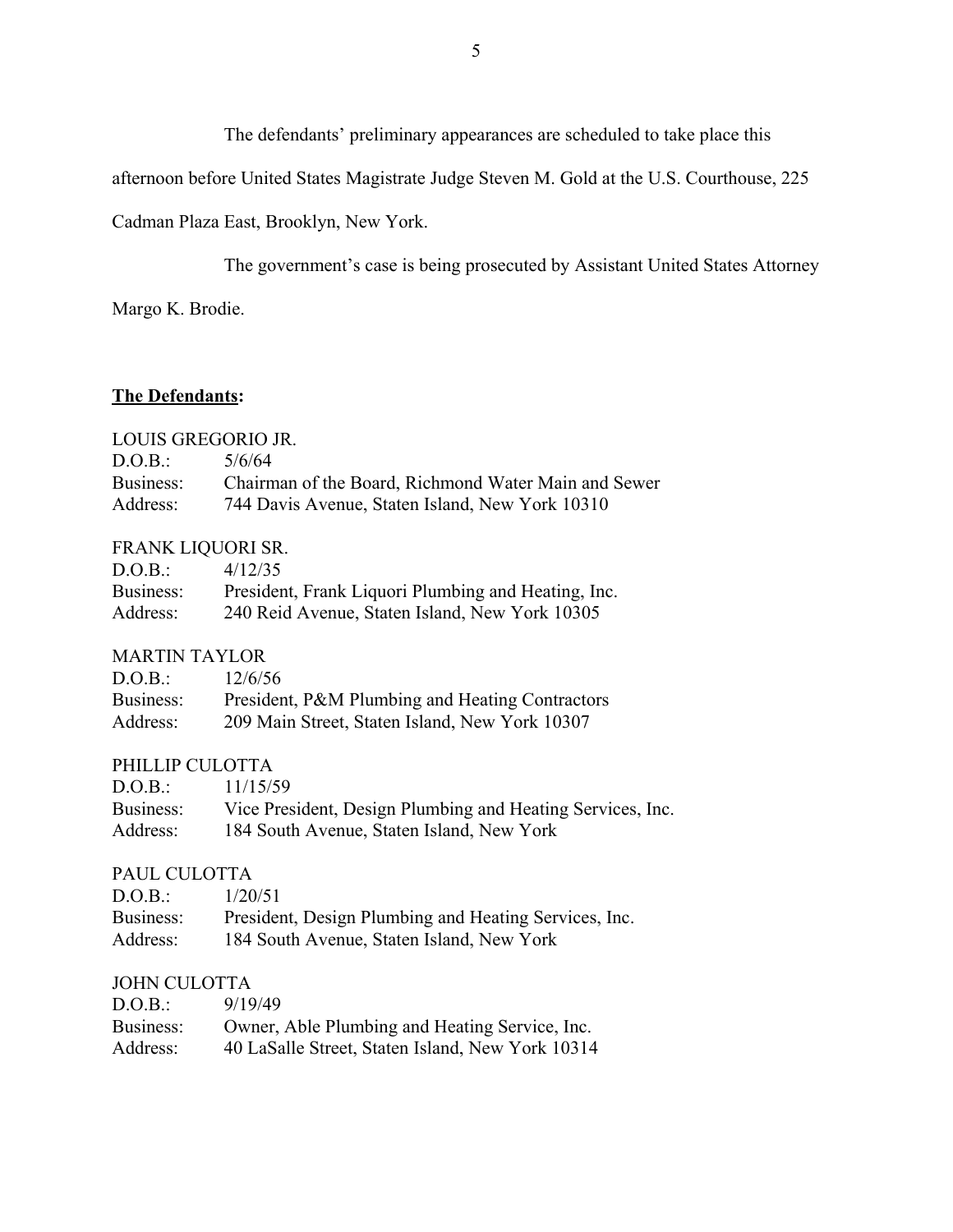The defendants' preliminary appearances are scheduled to take place this afternoon before United States Magistrate Judge Steven M. Gold at the U.S. Courthouse, 225 Cadman Plaza East, Brooklyn, New York.

The government's case is being prosecuted by Assistant United States Attorney Margo K. Brodie.

**The Defendants:**

LOUIS GREGORIO JR.
D.O.B.: 5/6/64
Business: Chairman of the Board, Richmond Water Main and Sewer
Address: 744 Davis Avenue, Staten Island, New York 10310

FRANK LIQUORI SR.
D.O.B.: 4/12/35
Business: President, Frank Liquori Plumbing and Heating, Inc.
Address: 240 Reid Avenue, Staten Island, New York 10305

MARTIN TAYLOR
D.O.B.: 12/6/56
Business: President, P&M Plumbing and Heating Contractors
Address: 209 Main Street, Staten Island, New York 10307

PHILLIP CULOTTA
D.O.B.: 11/15/59
Business: Vice President, Design Plumbing and Heating Services, Inc.
Address: 184 South Avenue, Staten Island, New York

PAUL CULOTTA
D.O.B.: 1/20/51
Business: President, Design Plumbing and Heating Services, Inc.
Address: 184 South Avenue, Staten Island, New York

JOHN CULOTTA
D.O.B.: 9/19/49
Business: Owner, Able Plumbing and Heating Service, Inc.
Address: 40 LaSalle Street, Staten Island, New York 10314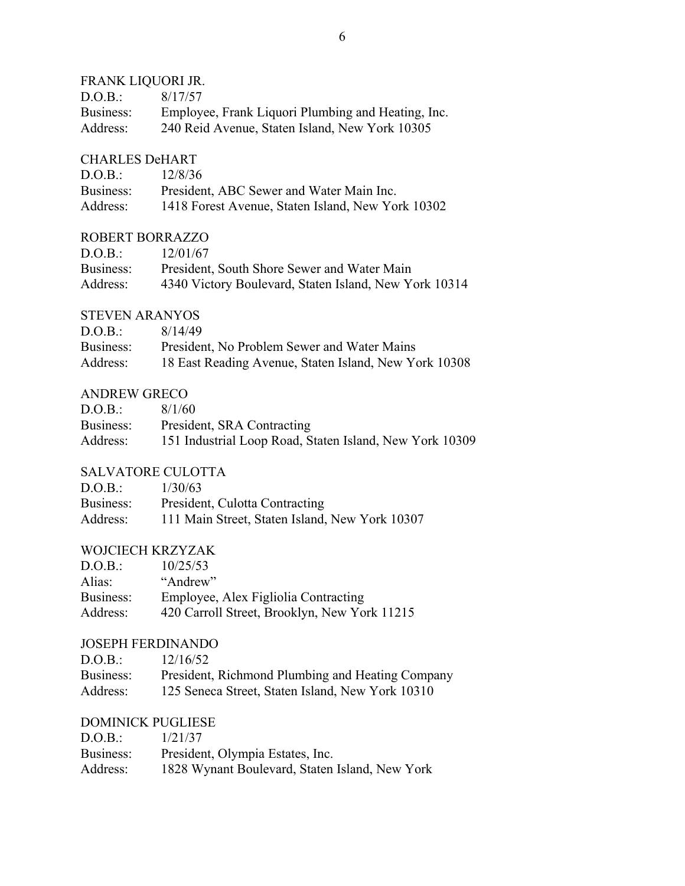FRANK LIQUORI JR.
D.O.B.: 8/17/57
Business: Employee, Frank Liquori Plumbing and Heating, Inc.
Address: 240 Reid Avenue, Staten Island, New York 10305

CHARLES DeHART
D.O.B.: 12/8/36
Business: President, ABC Sewer and Water Main Inc.
Address: 1418 Forest Avenue, Staten Island, New York 10302

ROBERT BORRAZZO
D.O.B.: 12/01/67
Business: President, South Shore Sewer and Water Main
Address: 4340 Victory Boulevard, Staten Island, New York 10314

STEVEN ARANYOS
D.O.B.: 8/14/49
Business: President, No Problem Sewer and Water Mains
Address: 18 East Reading Avenue, Staten Island, New York 10308

ANDREW GRECO
D.O.B.: 8/1/60
Business: President, SRA Contracting
Address: 151 Industrial Loop Road, Staten Island, New York 10309

SALVATORE CULOTTA
D.O.B.: 1/30/63
Business: President, Culotta Contracting
Address: 111 Main Street, Staten Island, New York 10307

WOJCIECH KRZYZAK
D.O.B.: 10/25/53
Alias: "Andrew"
Business: Employee, Alex Figliolia Contracting
Address: 420 Carroll Street, Brooklyn, New York 11215

JOSEPH FERDINANDO
D.O.B.: 12/16/52
Business: President, Richmond Plumbing and Heating Company
Address: 125 Seneca Street, Staten Island, New York 10310

DOMINICK PUGLIESE
D.O.B.: 1/21/37
Business: President, Olympia Estates, Inc.
Address: 1828 Wynant Boulevard, Staten Island, New York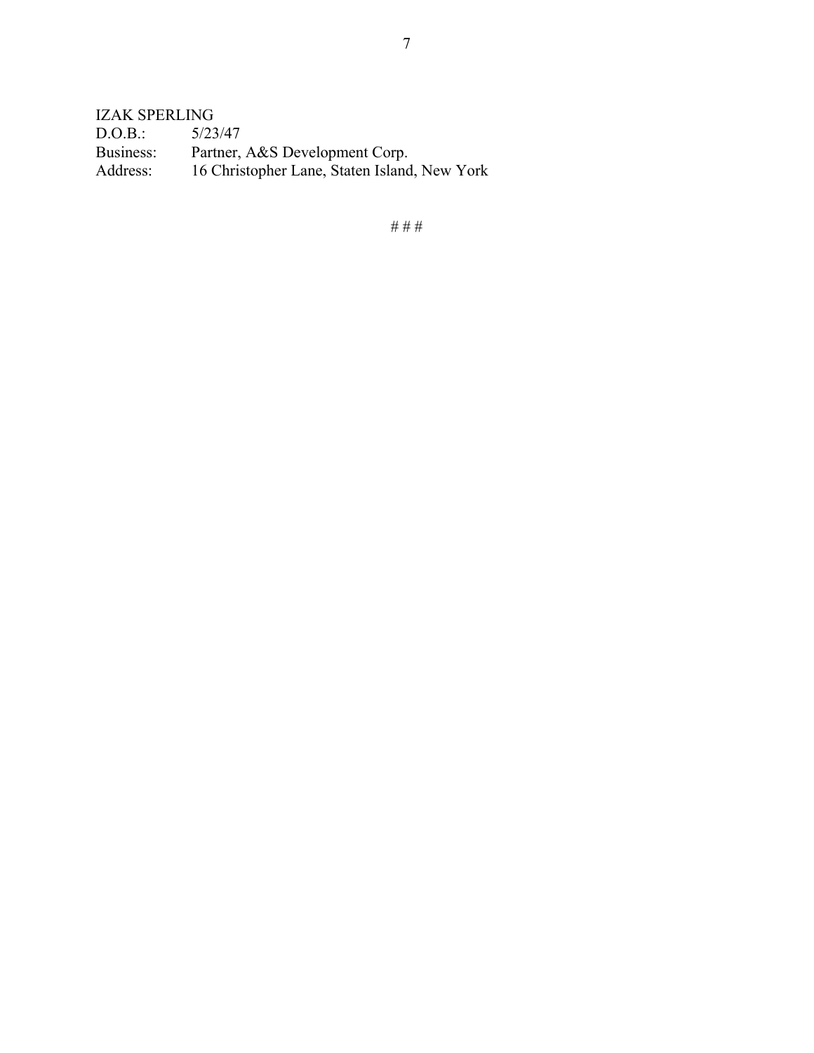IZAK SPERLING
D.O.B.: 5/23/47
Business: Partner, A&S Development Corp.
Address: 16 Christopher Lane, Staten Island, New York

# # #